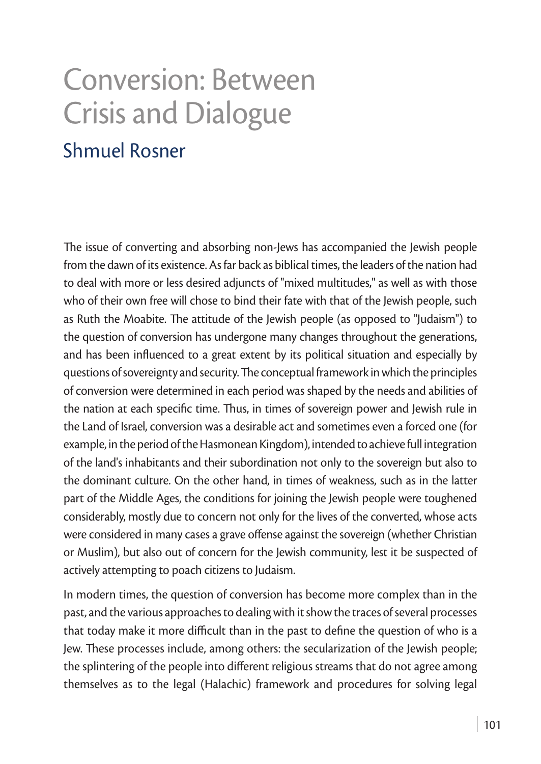# Conversion: Between Crisis and Dialogue

## Shmuel Rosner

The issue of converting and absorbing non-Jews has accompanied the Jewish people from the dawn of its existence. As far back as biblical times, the leaders of the nation had to deal with more or less desired adjuncts of "mixed multitudes," as well as with those who of their own free will chose to bind their fate with that of the Jewish people, such as Ruth the Moabite. The attitude of the Jewish people (as opposed to "Judaism") to the question of conversion has undergone many changes throughout the generations, and has been influenced to a great extent by its political situation and especially by questions of sovereignty and security. The conceptual framework in which the principles of conversion were determined in each period was shaped by the needs and abilities of the nation at each specific time. Thus, in times of sovereign power and Jewish rule in the Land of Israel, conversion was a desirable act and sometimes even a forced one (for example, in the period of the Hasmonean Kingdom), intended to achieve full integration of the land's inhabitants and their subordination not only to the sovereign but also to the dominant culture. On the other hand, in times of weakness, such as in the latter part of the Middle Ages, the conditions for joining the Jewish people were toughened considerably, mostly due to concern not only for the lives of the converted, whose acts were considered in many cases a grave offense against the sovereign (whether Christian or Muslim), but also out of concern for the Jewish community, lest it be suspected of actively attempting to poach citizens to Judaism.

In modern times, the question of conversion has become more complex than in the past, and the various approaches to dealing with it show the traces of several processes that today make it more difficult than in the past to define the question of who is a Jew. These processes include, among others: the secularization of the Jewish people; the splintering of the people into different religious streams that do not agree among themselves as to the legal (Halachic) framework and procedures for solving legal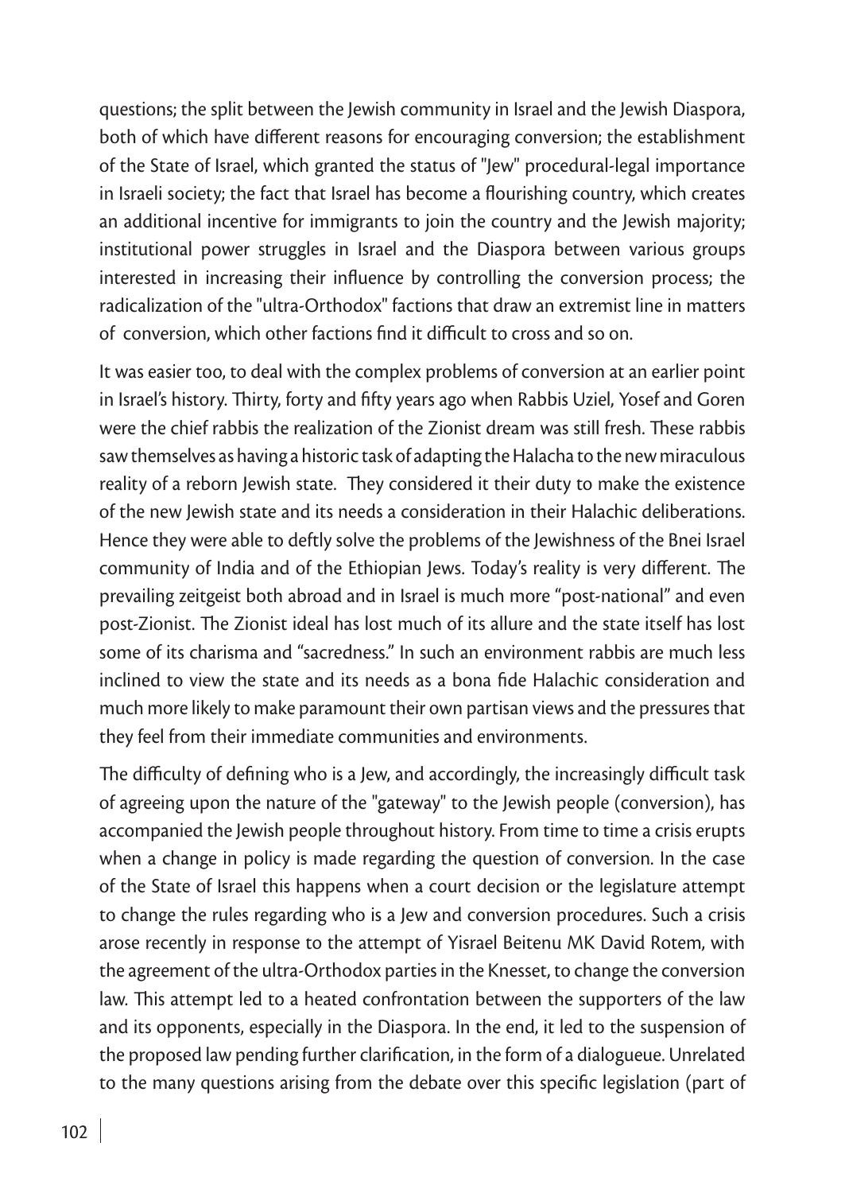questions; the split between the Jewish community in Israel and the Jewish Diaspora, both of which have different reasons for encouraging conversion; the establishment of the State of Israel, which granted the status of "Jew" procedural-legal importance in Israeli society; the fact that Israel has become a flourishing country, which creates an additional incentive for immigrants to join the country and the Jewish majority; institutional power struggles in Israel and the Diaspora between various groups interested in increasing their influence by controlling the conversion process; the radicalization of the "ultra-Orthodox" factions that draw an extremist line in matters of conversion, which other factions find it difficult to cross and so on.

It was easier too, to deal with the complex problems of conversion at an earlier point in Israel's history. Thirty, forty and fifty years ago when Rabbis Uziel, Yosef and Goren were the chief rabbis the realization of the Zionist dream was still fresh. These rabbis saw themselves as having a historic task of adapting the Halacha to the new miraculous reality of a reborn Jewish state. They considered it their duty to make the existence of the new Jewish state and its needs a consideration in their Halachic deliberations. Hence they were able to deftly solve the problems of the Jewishness of the Bnei Israel community of India and of the Ethiopian Jews. Today's reality is very different. The prevailing zeitgeist both abroad and in Israel is much more "post-national" and even post-Zionist. The Zionist ideal has lost much of its allure and the state itself has lost some of its charisma and "sacredness." In such an environment rabbis are much less inclined to view the state and its needs as a bona fide Halachic consideration and much more likely to make paramount their own partisan views and the pressures that they feel from their immediate communities and environments.

The difficulty of defining who is a Jew, and accordingly, the increasingly difficult task of agreeing upon the nature of the "gateway" to the Jewish people (conversion), has accompanied the Jewish people throughout history. From time to time a crisis erupts when a change in policy is made regarding the question of conversion. In the case of the State of Israel this happens when a court decision or the legislature attempt to change the rules regarding who is a Jew and conversion procedures. Such a crisis arose recently in response to the attempt of Yisrael Beitenu MK David Rotem, with the agreement of the ultra-Orthodox parties in the Knesset, to change the conversion law. This attempt led to a heated confrontation between the supporters of the law and its opponents, especially in the Diaspora. In the end, it led to the suspension of the proposed law pending further clarification, in the form of a dialogueue. Unrelated to the many questions arising from the debate over this specific legislation (part of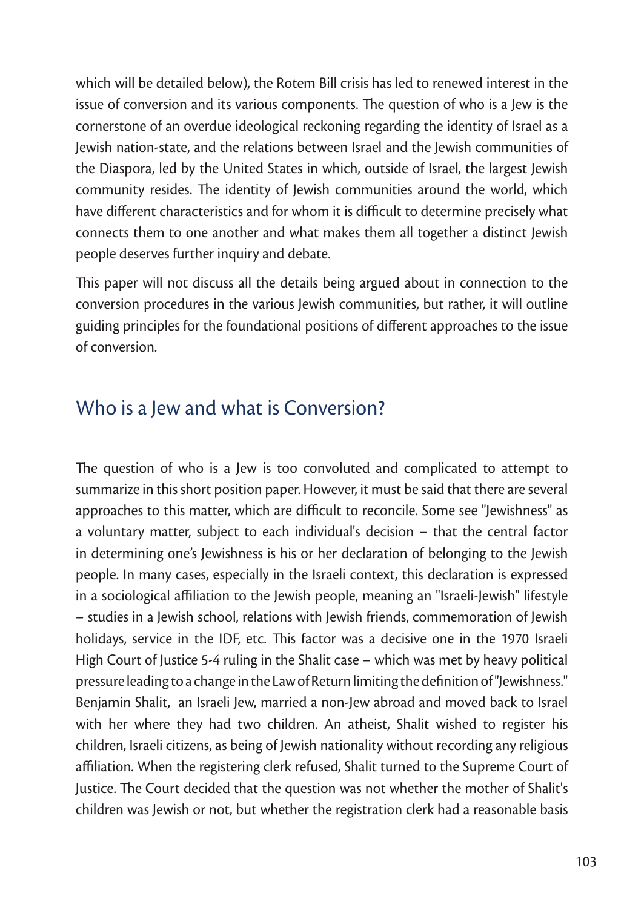which will be detailed below), the Rotem Bill crisis has led to renewed interest in the issue of conversion and its various components. The question of who is a Jew is the cornerstone of an overdue ideological reckoning regarding the identity of Israel as a Jewish nation-state, and the relations between Israel and the Jewish communities of the Diaspora, led by the United States in which, outside of Israel, the largest Jewish community resides. The identity of Jewish communities around the world, which have different characteristics and for whom it is difficult to determine precisely what connects them to one another and what makes them all together a distinct Jewish people deserves further inquiry and debate.

This paper will not discuss all the details being argued about in connection to the conversion procedures in the various Jewish communities, but rather, it will outline guiding principles for the foundational positions of different approaches to the issue of conversion.

## Who is a Jew and what is Conversion?

The question of who is a Jew is too convoluted and complicated to attempt to summarize in this short position paper. However, it must be said that there are several approaches to this matter, which are difficult to reconcile. Some see "Jewishness" as a voluntary matter, subject to each individual's decision – that the central factor in determining one's Jewishness is his or her declaration of belonging to the Jewish people. In many cases, especially in the Israeli context, this declaration is expressed in a sociological affiliation to the Jewish people, meaning an "Israeli-Jewish" lifestyle – studies in a Jewish school, relations with Jewish friends, commemoration of Jewish holidays, service in the IDF, etc. This factor was a decisive one in the 1970 Israeli High Court of Justice 5-4 ruling in the Shalit case – which was met by heavy political pressure leading to a change in the Law of Return limiting the definition of "Jewishness." Benjamin Shalit, an Israeli Jew, married a non-Jew abroad and moved back to Israel with her where they had two children. An atheist, Shalit wished to register his children, Israeli citizens, as being of Jewish nationality without recording any religious affiliation. When the registering clerk refused, Shalit turned to the Supreme Court of Justice. The Court decided that the question was not whether the mother of Shalit's children was Jewish or not, but whether the registration clerk had a reasonable basis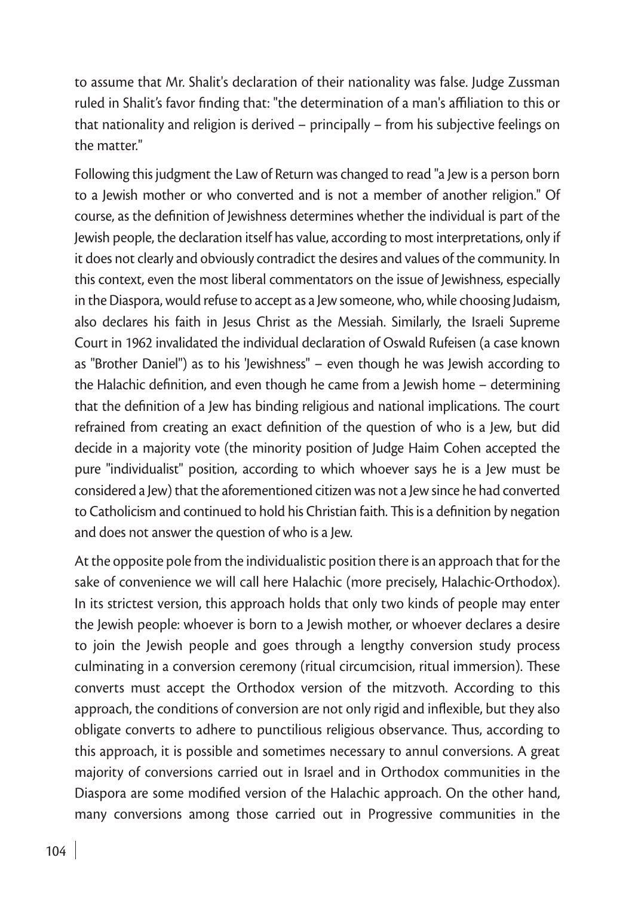to assume that Mr. Shalit's declaration of their nationality was false. Judge Zussman ruled in Shalit's favor finding that: "the determination of a man's affiliation to this or that nationality and religion is derived – principally – from his subjective feelings on the matter."

Following this judgment the Law of Return was changed to read "a Jew is a person born to a Jewish mother or who converted and is not a member of another religion." Of course, as the definition of Jewishness determines whether the individual is part of the Jewish people, the declaration itself has value, according to most interpretations, only if it does not clearly and obviously contradict the desires and values of the community. In this context, even the most liberal commentators on the issue of Jewishness, especially in the Diaspora, would refuse to accept as a Jew someone, who, while choosing Judaism, also declares his faith in Jesus Christ as the Messiah. Similarly, the Israeli Supreme Court in 1962 invalidated the individual declaration of Oswald Rufeisen (a case known as "Brother Daniel") as to his 'Jewishness" – even though he was Jewish according to the Halachic definition, and even though he came from a Jewish home – determining that the definition of a Jew has binding religious and national implications. The court refrained from creating an exact definition of the question of who is a Jew, but did decide in a majority vote (the minority position of Judge Haim Cohen accepted the pure "individualist" position, according to which whoever says he is a Jew must be considered a Jew) that the aforementioned citizen was not a Jew since he had converted to Catholicism and continued to hold his Christian faith. This is a definition by negation and does not answer the question of who is a Jew.

At the opposite pole from the individualistic position there is an approach that for the sake of convenience we will call here Halachic (more precisely, Halachic-Orthodox). In its strictest version, this approach holds that only two kinds of people may enter the Jewish people: whoever is born to a Jewish mother, or whoever declares a desire to join the Jewish people and goes through a lengthy conversion study process culminating in a conversion ceremony (ritual circumcision, ritual immersion). These converts must accept the Orthodox version of the mitzvoth. According to this approach, the conditions of conversion are not only rigid and inflexible, but they also obligate converts to adhere to punctilious religious observance. Thus, according to this approach, it is possible and sometimes necessary to annul conversions. A great majority of conversions carried out in Israel and in Orthodox communities in the Diaspora are some modified version of the Halachic approach. On the other hand, many conversions among those carried out in Progressive communities in the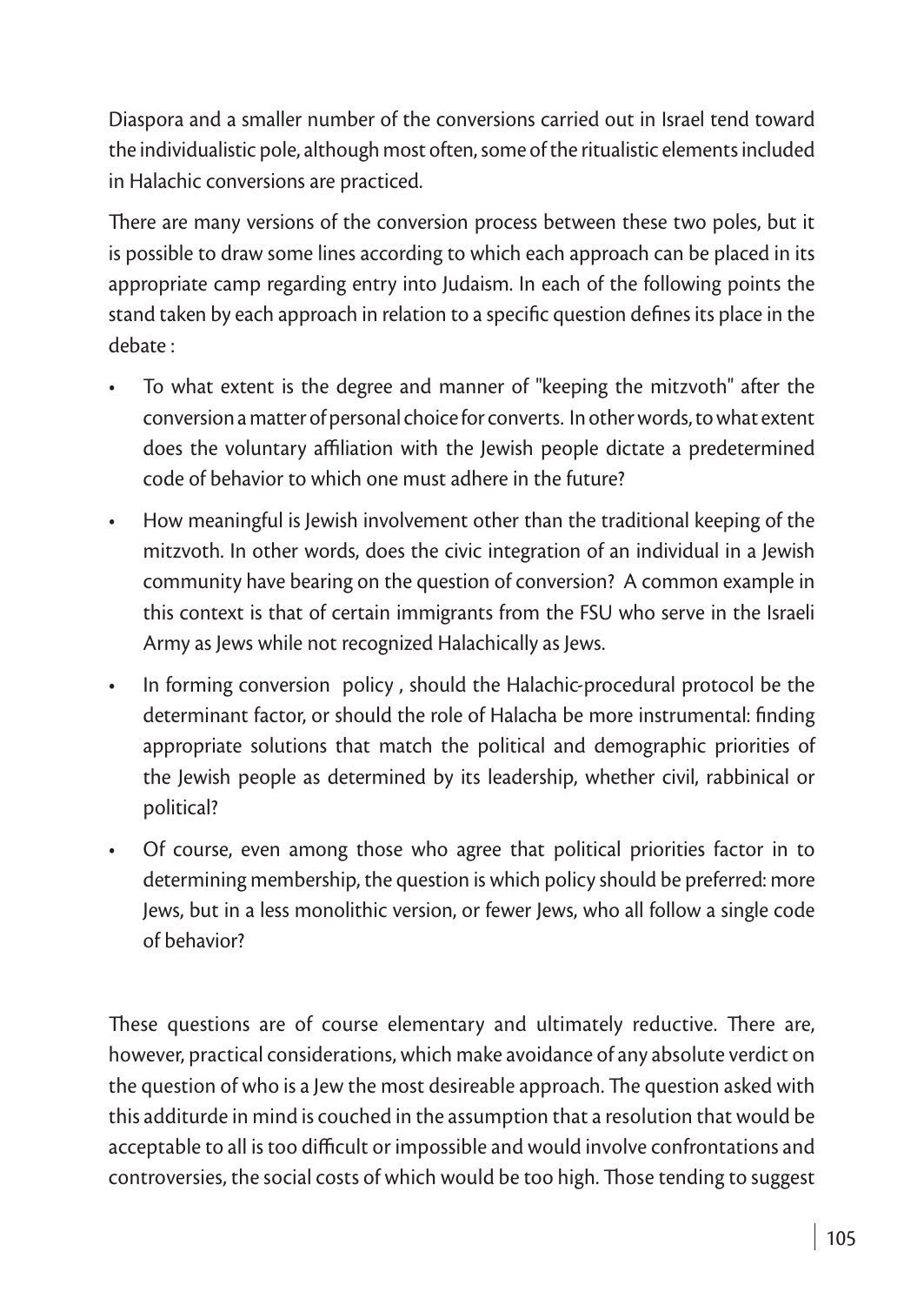Diaspora and a smaller number of the conversions carried out in Israel tend toward the individualistic pole, although most often, some of the ritualistic elements included in Halachic conversions are practiced.

There are many versions of the conversion process between these two poles, but it is possible to draw some lines according to which each approach can be placed in its appropriate camp regarding entry into Judaism. In each of the following points the stand taken by each approach in relation to a specific question defines its place in the debate :

- To what extent is the degree and manner of "keeping the mitzvoth" after the conversion a matter of personal choice for converts. In other words, to what extent does the voluntary affiliation with the Jewish people dictate a predetermined code of behavior to which one must adhere in the future?
- How meaningful is Jewish involvement other than the traditional keeping of the mitzvoth. In other words, does the civic integration of an individual in a Jewish community have bearing on the question of conversion? A common example in this context is that of certain immigrants from the FSU who serve in the Israeli Army as Jews while not recognized Halachically as Jews.
- In forming conversion policy , should the Halachic-procedural protocol be the determinant factor, or should the role of Halacha be more instrumental: finding appropriate solutions that match the political and demographic priorities of the Jewish people as determined by its leadership, whether civil, rabbinical or political?
- Of course, even among those who agree that political priorities factor in to determining membership, the question is which policy should be preferred: more Jews, but in a less monolithic version, or fewer Jews, who all follow a single code of behavior?

These questions are of course elementary and ultimately reductive. There are, however, practical considerations, which make avoidance of any absolute verdict on the question of who is a Jew the most desireable approach. The question asked with this additurde in mind is couched in the assumption that a resolution that would be acceptable to all is too difficult or impossible and would involve confrontations and controversies, the social costs of which would be too high. Those tending to suggest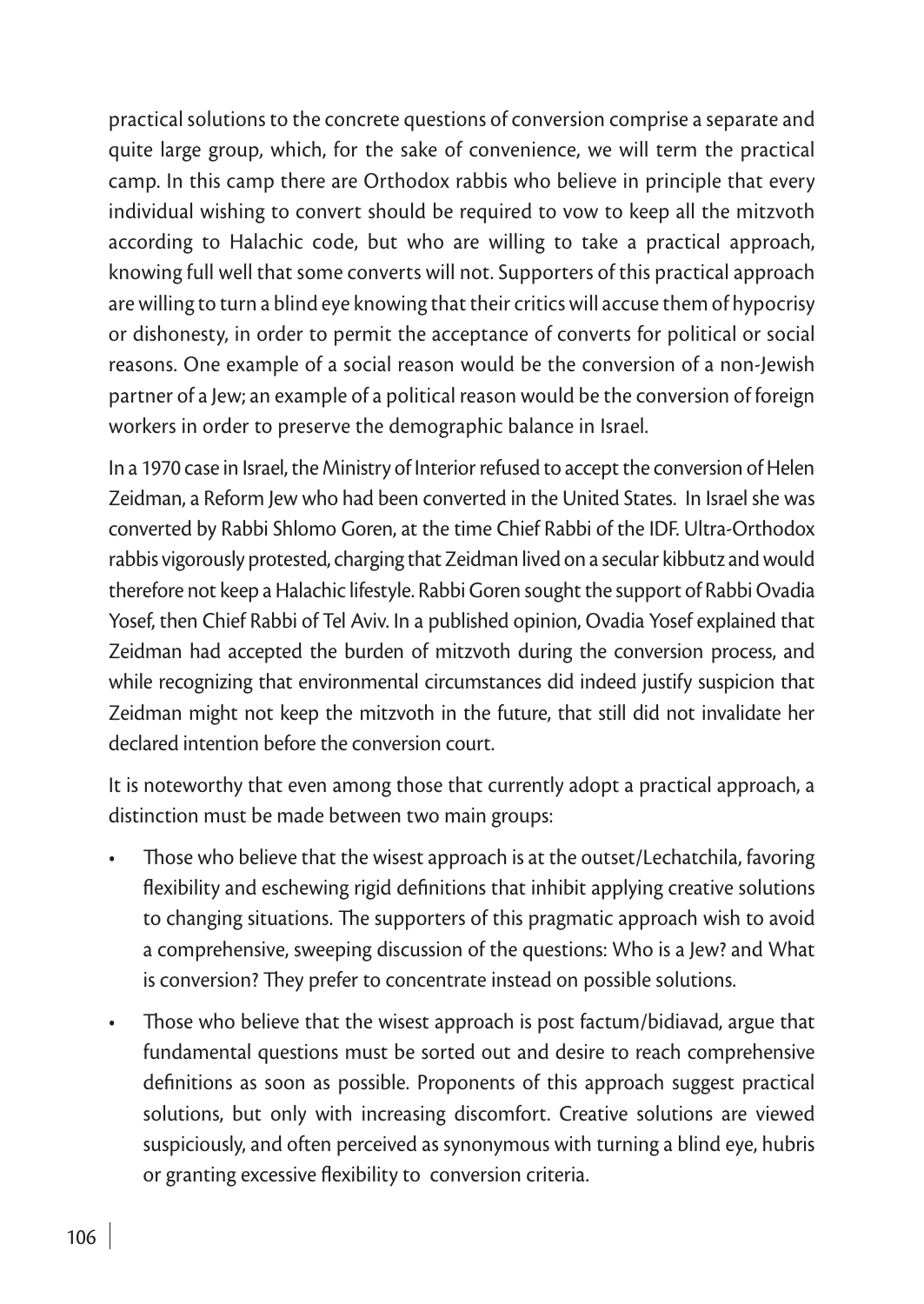practical solutions to the concrete questions of conversion comprise a separate and quite large group, which, for the sake of convenience, we will term the practical camp. In this camp there are Orthodox rabbis who believe in principle that every individual wishing to convert should be required to vow to keep all the mitzvoth according to Halachic code, but who are willing to take a practical approach, knowing full well that some converts will not. Supporters of this practical approach are willing to turn a blind eye knowing that their critics will accuse them of hypocrisy or dishonesty, in order to permit the acceptance of converts for political or social reasons. One example of a social reason would be the conversion of a non-Jewish partner of a Jew; an example of a political reason would be the conversion of foreign workers in order to preserve the demographic balance in Israel.

In a 1970 case in Israel, the Ministry of Interior refused to accept the conversion of Helen Zeidman, a Reform Jew who had been converted in the United States. In Israel she was converted by Rabbi Shlomo Goren, at the time Chief Rabbi of the IDF. Ultra-Orthodox rabbis vigorously protested, charging that Zeidman lived on a secular kibbutz and would therefore not keep a Halachic lifestyle. Rabbi Goren sought the support of Rabbi Ovadia Yosef, then Chief Rabbi of Tel Aviv. In a published opinion, Ovadia Yosef explained that Zeidman had accepted the burden of mitzvoth during the conversion process, and while recognizing that environmental circumstances did indeed justify suspicion that Zeidman might not keep the mitzvoth in the future, that still did not invalidate her declared intention before the conversion court.

It is noteworthy that even among those that currently adopt a practical approach, a distinction must be made between two main groups:

- Those who believe that the wisest approach is at the outset/Lechatchila, favoring flexibility and eschewing rigid definitions that inhibit applying creative solutions to changing situations. The supporters of this pragmatic approach wish to avoid a comprehensive, sweeping discussion of the questions: Who is a Jew? and What is conversion? They prefer to concentrate instead on possible solutions.
- Those who believe that the wisest approach is post factum/bidiavad, argue that fundamental questions must be sorted out and desire to reach comprehensive definitions as soon as possible. Proponents of this approach suggest practical solutions, but only with increasing discomfort. Creative solutions are viewed suspiciously, and often perceived as synonymous with turning a blind eye, hubris or granting excessive flexibility to conversion criteria.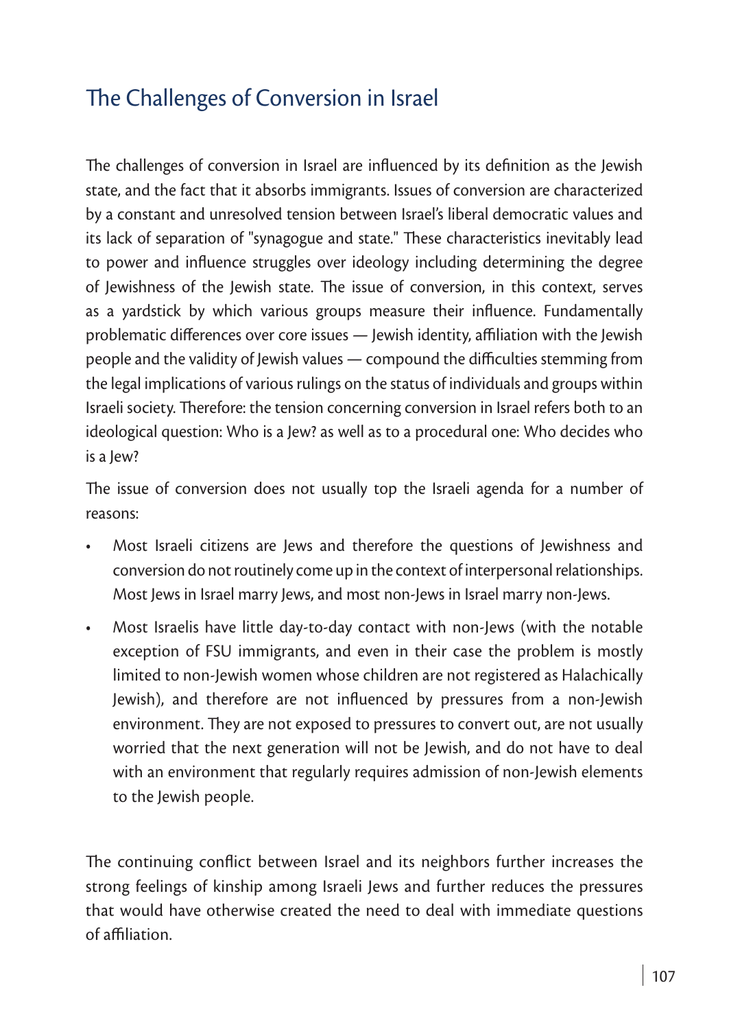# The Challenges of Conversion in Israel

The challenges of conversion in Israel are influenced by its definition as the Jewish state, and the fact that it absorbs immigrants. Issues of conversion are characterized by a constant and unresolved tension between Israel's liberal democratic values and its lack of separation of "synagogue and state." These characteristics inevitably lead to power and influence struggles over ideology including determining the degree of Jewishness of the Jewish state. The issue of conversion, in this context, serves as a yardstick by which various groups measure their influence. Fundamentally problematic differences over core issues — Jewish identity, affiliation with the Jewish people and the validity of Jewish values — compound the difficulties stemming from the legal implications of various rulings on the status of individuals and groups within Israeli society. Therefore: the tension concerning conversion in Israel refers both to an ideological question: Who is a Jew? as well as to a procedural one: Who decides who is a Jew?

The issue of conversion does not usually top the Israeli agenda for a number of reasons:

- Most Israeli citizens are Jews and therefore the questions of Jewishness and conversion do not routinely come up in the context of interpersonal relationships. Most Jews in Israel marry Jews, and most non-Jews in Israel marry non-Jews.
- Most Israelis have little day-to-day contact with non-Jews (with the notable exception of FSU immigrants, and even in their case the problem is mostly limited to non-Jewish women whose children are not registered as Halachically Jewish), and therefore are not influenced by pressures from a non-Jewish environment. They are not exposed to pressures to convert out, are not usually worried that the next generation will not be Jewish, and do not have to deal with an environment that regularly requires admission of non-Jewish elements to the Jewish people.

The continuing conflict between Israel and its neighbors further increases the strong feelings of kinship among Israeli Jews and further reduces the pressures that would have otherwise created the need to deal with immediate questions of affiliation.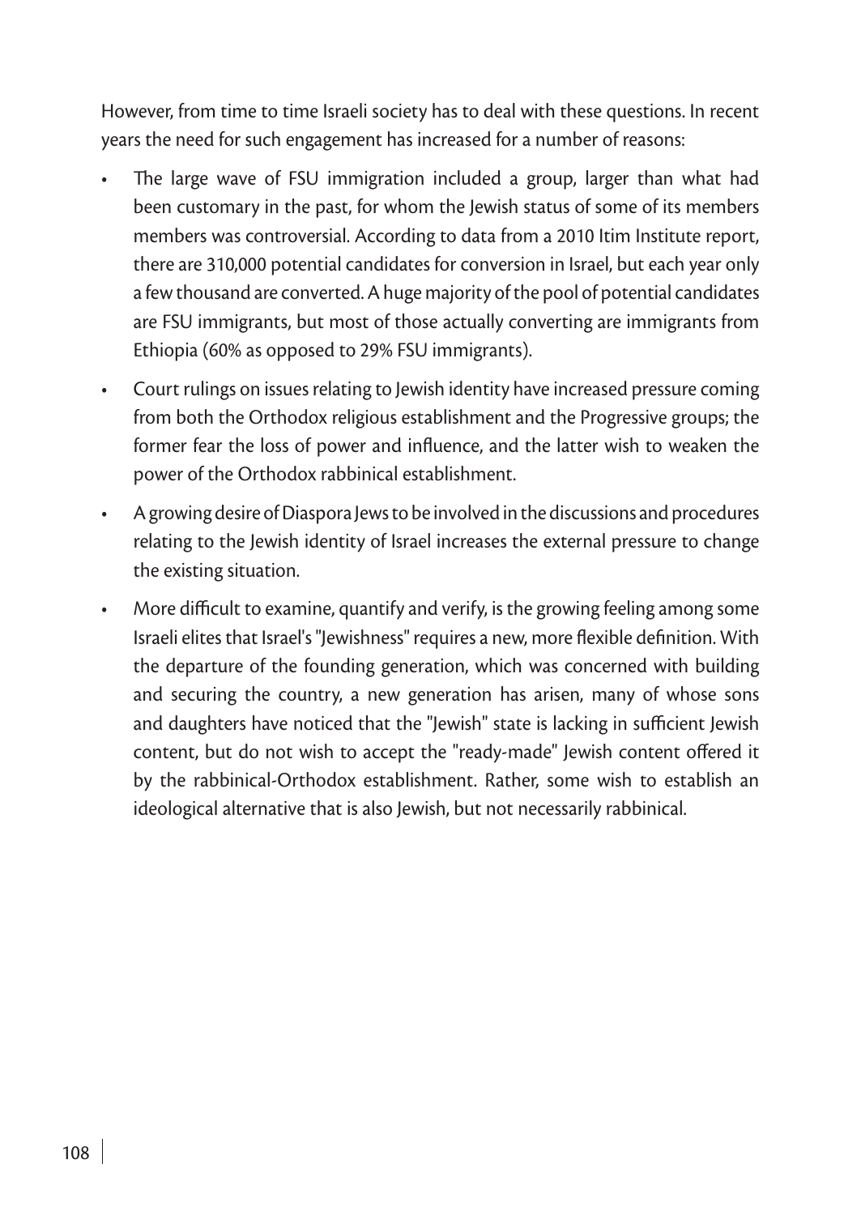However, from time to time Israeli society has to deal with these questions. In recent years the need for such engagement has increased for a number of reasons:

- The large wave of FSU immigration included a group, larger than what had been customary in the past, for whom the Jewish status of some of its members members was controversial. According to data from a 2010 Itim Institute report, there are 310,000 potential candidates for conversion in Israel, but each year only a few thousand are converted. A huge majority of the pool of potential candidates are FSU immigrants, but most of those actually converting are immigrants from Ethiopia (60% as opposed to 29% FSU immigrants).
- Court rulings on issues relating to Jewish identity have increased pressure coming from both the Orthodox religious establishment and the Progressive groups; the former fear the loss of power and influence, and the latter wish to weaken the power of the Orthodox rabbinical establishment.
- A growing desire of Diaspora Jews to be involved in the discussions and procedures relating to the Jewish identity of Israel increases the external pressure to change the existing situation.
- More difficult to examine, quantify and verify, is the growing feeling among some Israeli elites that Israel's "Jewishness" requires a new, more flexible definition. With the departure of the founding generation, which was concerned with building and securing the country, a new generation has arisen, many of whose sons and daughters have noticed that the "Jewish" state is lacking in sufficient Jewish content, but do not wish to accept the "ready-made" Jewish content offered it by the rabbinical-Orthodox establishment. Rather, some wish to establish an ideological alternative that is also Jewish, but not necessarily rabbinical.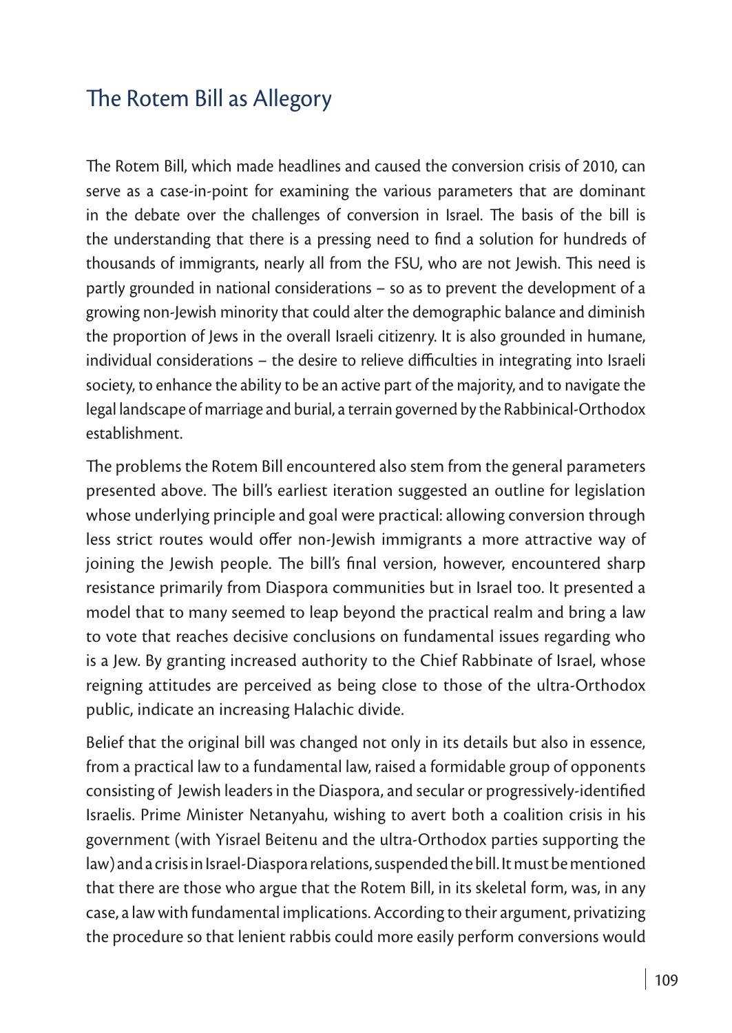## The Rotem Bill as Allegory

The Rotem Bill, which made headlines and caused the conversion crisis of 2010, can serve as a case-in-point for examining the various parameters that are dominant in the debate over the challenges of conversion in Israel. The basis of the bill is the understanding that there is a pressing need to find a solution for hundreds of thousands of immigrants, nearly all from the FSU, who are not Jewish. This need is partly grounded in national considerations – so as to prevent the development of a growing non-Jewish minority that could alter the demographic balance and diminish the proportion of Jews in the overall Israeli citizenry. It is also grounded in humane, individual considerations – the desire to relieve difficulties in integrating into Israeli society, to enhance the ability to be an active part of the majority, and to navigate the legal landscape of marriage and burial, a terrain governed by the Rabbinical-Orthodox establishment.

The problems the Rotem Bill encountered also stem from the general parameters presented above. The bill's earliest iteration suggested an outline for legislation whose underlying principle and goal were practical: allowing conversion through less strict routes would offer non-Jewish immigrants a more attractive way of joining the Jewish people. The bill's final version, however, encountered sharp resistance primarily from Diaspora communities but in Israel too. It presented a model that to many seemed to leap beyond the practical realm and bring a law to vote that reaches decisive conclusions on fundamental issues regarding who is a Jew. By granting increased authority to the Chief Rabbinate of Israel, whose reigning attitudes are perceived as being close to those of the ultra-Orthodox public, indicate an increasing Halachic divide.

Belief that the original bill was changed not only in its details but also in essence, from a practical law to a fundamental law, raised a formidable group of opponents consisting of Jewish leaders in the Diaspora, and secular or progressively-identified Israelis. Prime Minister Netanyahu, wishing to avert both a coalition crisis in his government (with Yisrael Beitenu and the ultra-Orthodox parties supporting the law) and a crisis in Israel-Diaspora relations, suspended the bill. It must be mentioned that there are those who argue that the Rotem Bill, in its skeletal form, was, in any case, a law with fundamental implications. According to their argument, privatizing the procedure so that lenient rabbis could more easily perform conversions would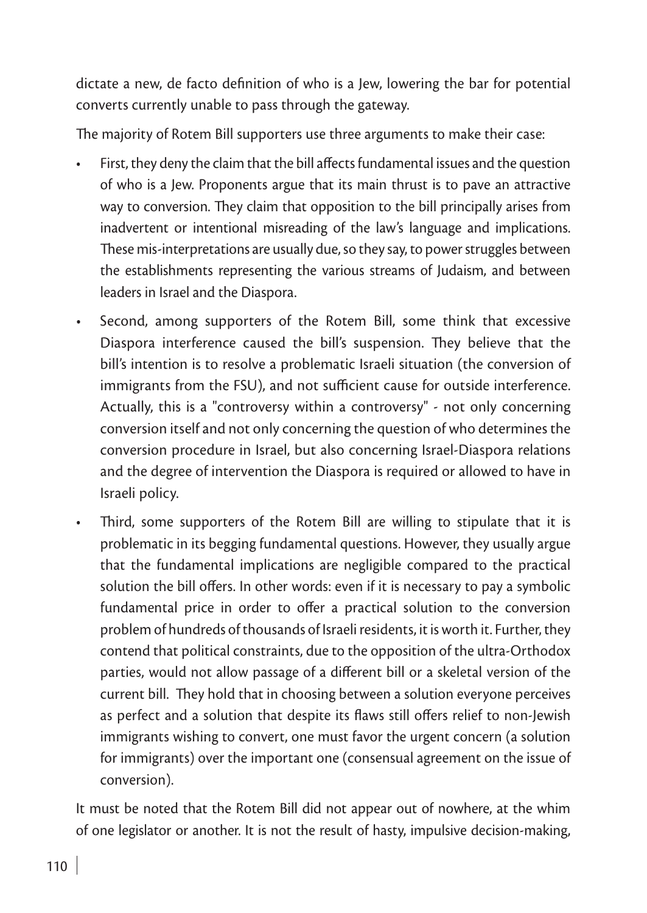dictate a new, de facto definition of who is a Jew, lowering the bar for potential converts currently unable to pass through the gateway.

The majority of Rotem Bill supporters use three arguments to make their case:

- First, they deny the claim that the bill affects fundamental issues and the question of who is a Jew. Proponents argue that its main thrust is to pave an attractive way to conversion. They claim that opposition to the bill principally arises from inadvertent or intentional misreading of the law's language and implications. These mis-interpretations are usually due, so they say, to power struggles between the establishments representing the various streams of Judaism, and between leaders in Israel and the Diaspora.
- Second, among supporters of the Rotem Bill, some think that excessive Diaspora interference caused the bill's suspension. They believe that the bill's intention is to resolve a problematic Israeli situation (the conversion of immigrants from the FSU), and not sufficient cause for outside interference. Actually, this is a "controversy within a controversy" - not only concerning conversion itself and not only concerning the question of who determines the conversion procedure in Israel, but also concerning Israel-Diaspora relations and the degree of intervention the Diaspora is required or allowed to have in Israeli policy.
- Third, some supporters of the Rotem Bill are willing to stipulate that it is problematic in its begging fundamental questions. However, they usually argue that the fundamental implications are negligible compared to the practical solution the bill offers. In other words: even if it is necessary to pay a symbolic fundamental price in order to offer a practical solution to the conversion problem of hundreds of thousands of Israeli residents, it is worth it. Further, they contend that political constraints, due to the opposition of the ultra-Orthodox parties, would not allow passage of a different bill or a skeletal version of the current bill. They hold that in choosing between a solution everyone perceives as perfect and a solution that despite its flaws still offers relief to non-Jewish immigrants wishing to convert, one must favor the urgent concern (a solution for immigrants) over the important one (consensual agreement on the issue of conversion).

It must be noted that the Rotem Bill did not appear out of nowhere, at the whim of one legislator or another. It is not the result of hasty, impulsive decision-making,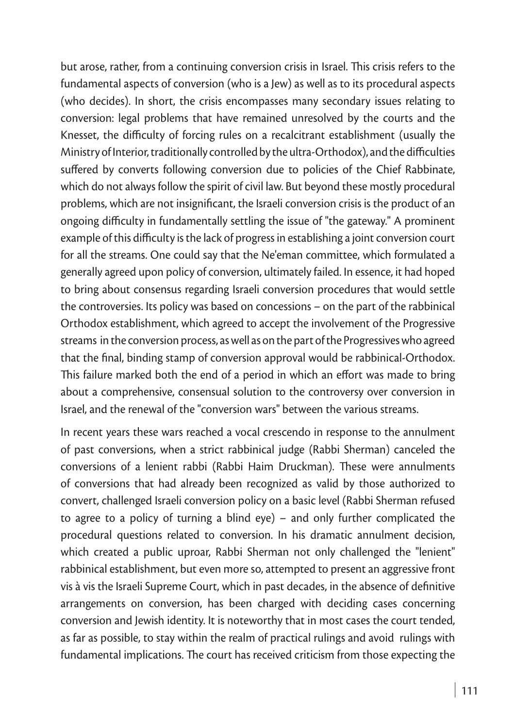but arose, rather, from a continuing conversion crisis in Israel. This crisis refers to the fundamental aspects of conversion (who is a Jew) as well as to its procedural aspects (who decides). In short, the crisis encompasses many secondary issues relating to conversion: legal problems that have remained unresolved by the courts and the Knesset, the difficulty of forcing rules on a recalcitrant establishment (usually the Ministry of Interior, traditionally controlled by the ultra-Orthodox), and the difficulties suffered by converts following conversion due to policies of the Chief Rabbinate, which do not always follow the spirit of civil law. But beyond these mostly procedural problems, which are not insignificant, the Israeli conversion crisis is the product of an ongoing difficulty in fundamentally settling the issue of "the gateway." A prominent example of this difficulty is the lack of progress in establishing a joint conversion court for all the streams. One could say that the Ne'eman committee, which formulated a generally agreed upon policy of conversion, ultimately failed. In essence, it had hoped to bring about consensus regarding Israeli conversion procedures that would settle the controversies. Its policy was based on concessions – on the part of the rabbinical Orthodox establishment, which agreed to accept the involvement of the Progressive streams in the conversion process, as well as on the part of the Progressives who agreed that the final, binding stamp of conversion approval would be rabbinical-Orthodox. This failure marked both the end of a period in which an effort was made to bring about a comprehensive, consensual solution to the controversy over conversion in Israel, and the renewal of the "conversion wars" between the various streams.

In recent years these wars reached a vocal crescendo in response to the annulment of past conversions, when a strict rabbinical judge (Rabbi Sherman) canceled the conversions of a lenient rabbi (Rabbi Haim Druckman). These were annulments of conversions that had already been recognized as valid by those authorized to convert, challenged Israeli conversion policy on a basic level (Rabbi Sherman refused to agree to a policy of turning a blind eye) – and only further complicated the procedural questions related to conversion. In his dramatic annulment decision, which created a public uproar, Rabbi Sherman not only challenged the "lenient" rabbinical establishment, but even more so, attempted to present an aggressive front vis à vis the Israeli Supreme Court, which in past decades, in the absence of definitive arrangements on conversion, has been charged with deciding cases concerning conversion and Jewish identity. It is noteworthy that in most cases the court tended, as far as possible, to stay within the realm of practical rulings and avoid rulings with fundamental implications. The court has received criticism from those expecting the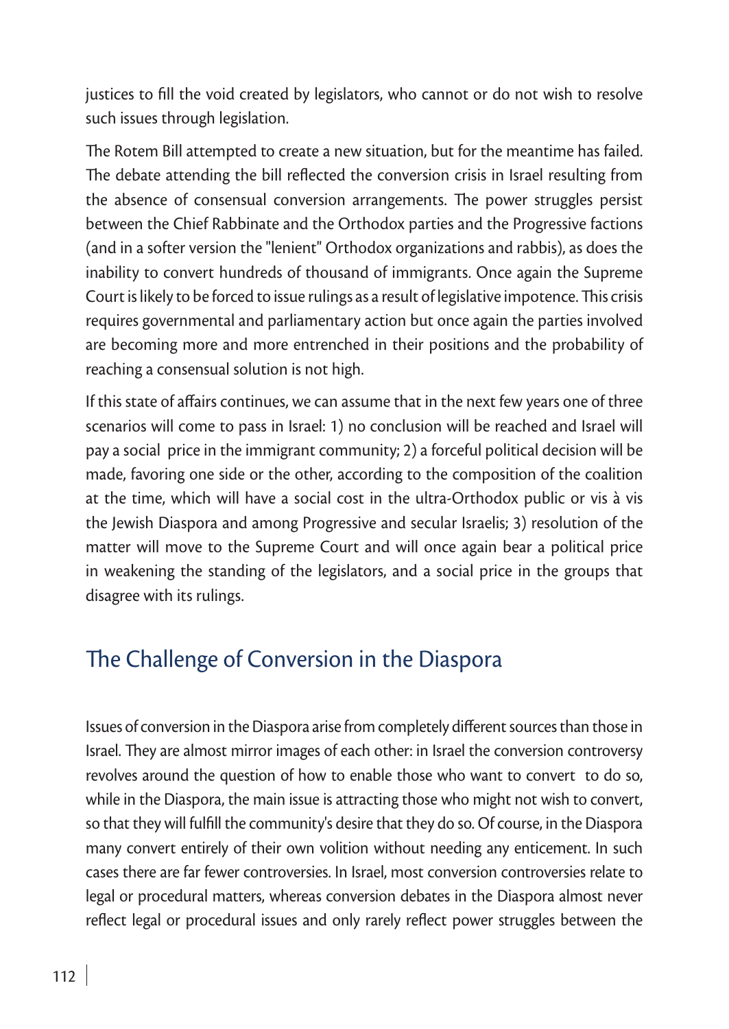justices to fill the void created by legislators, who cannot or do not wish to resolve such issues through legislation.

The Rotem Bill attempted to create a new situation, but for the meantime has failed. The debate attending the bill reflected the conversion crisis in Israel resulting from the absence of consensual conversion arrangements. The power struggles persist between the Chief Rabbinate and the Orthodox parties and the Progressive factions (and in a softer version the "lenient" Orthodox organizations and rabbis), as does the inability to convert hundreds of thousand of immigrants. Once again the Supreme Court is likely to be forced to issue rulings as a result of legislative impotence. This crisis requires governmental and parliamentary action but once again the parties involved are becoming more and more entrenched in their positions and the probability of reaching a consensual solution is not high.

If this state of affairs continues, we can assume that in the next few years one of three scenarios will come to pass in Israel: 1) no conclusion will be reached and Israel will pay a social price in the immigrant community; 2) a forceful political decision will be made, favoring one side or the other, according to the composition of the coalition at the time, which will have a social cost in the ultra-Orthodox public or vis à vis the Jewish Diaspora and among Progressive and secular Israelis; 3) resolution of the matter will move to the Supreme Court and will once again bear a political price in weakening the standing of the legislators, and a social price in the groups that disagree with its rulings.

## The Challenge of Conversion in the Diaspora

Issues of conversion in the Diaspora arise from completely different sources than those in Israel. They are almost mirror images of each other: in Israel the conversion controversy revolves around the question of how to enable those who want to convert to do so, while in the Diaspora, the main issue is attracting those who might not wish to convert, so that they will fulfill the community's desire that they do so. Of course, in the Diaspora many convert entirely of their own volition without needing any enticement. In such cases there are far fewer controversies. In Israel, most conversion controversies relate to legal or procedural matters, whereas conversion debates in the Diaspora almost never reflect legal or procedural issues and only rarely reflect power struggles between the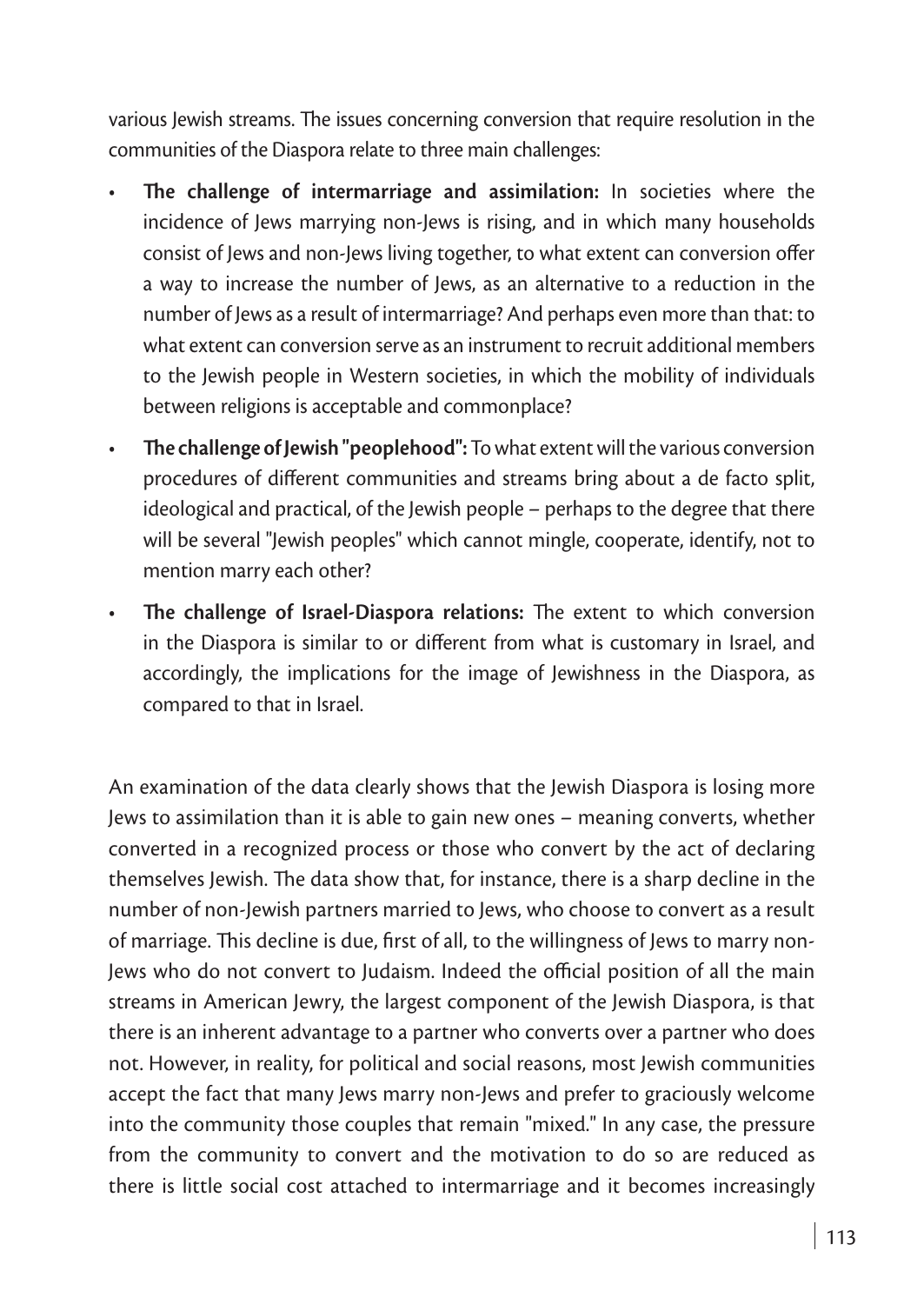various Jewish streams. The issues concerning conversion that require resolution in the communities of the Diaspora relate to three main challenges:

- **The challenge of intermarriage and assimilation:** In societies where the incidence of Jews marrying non-Jews is rising, and in which many households consist of Jews and non-Jews living together, to what extent can conversion offer a way to increase the number of Jews, as an alternative to a reduction in the number of Jews as a result of intermarriage? And perhaps even more than that: to what extent can conversion serve as an instrument to recruit additional members to the Jewish people in Western societies, in which the mobility of individuals between religions is acceptable and commonplace?
- **The challenge of Jewish "peoplehood":** To what extent will the various conversion procedures of different communities and streams bring about a de facto split, ideological and practical, of the Jewish people – perhaps to the degree that there will be several "Jewish peoples" which cannot mingle, cooperate, identify, not to mention marry each other?
- **The challenge of Israel-Diaspora relations:** The extent to which conversion in the Diaspora is similar to or different from what is customary in Israel, and accordingly, the implications for the image of Jewishness in the Diaspora, as compared to that in Israel.

An examination of the data clearly shows that the Jewish Diaspora is losing more Jews to assimilation than it is able to gain new ones – meaning converts, whether converted in a recognized process or those who convert by the act of declaring themselves Jewish. The data show that, for instance, there is a sharp decline in the number of non-Jewish partners married to Jews, who choose to convert as a result of marriage. This decline is due, first of all, to the willingness of Jews to marry non-Jews who do not convert to Judaism. Indeed the official position of all the main streams in American Jewry, the largest component of the Jewish Diaspora, is that there is an inherent advantage to a partner who converts over a partner who does not. However, in reality, for political and social reasons, most Jewish communities accept the fact that many Jews marry non-Jews and prefer to graciously welcome into the community those couples that remain "mixed." In any case, the pressure from the community to convert and the motivation to do so are reduced as there is little social cost attached to intermarriage and it becomes increasingly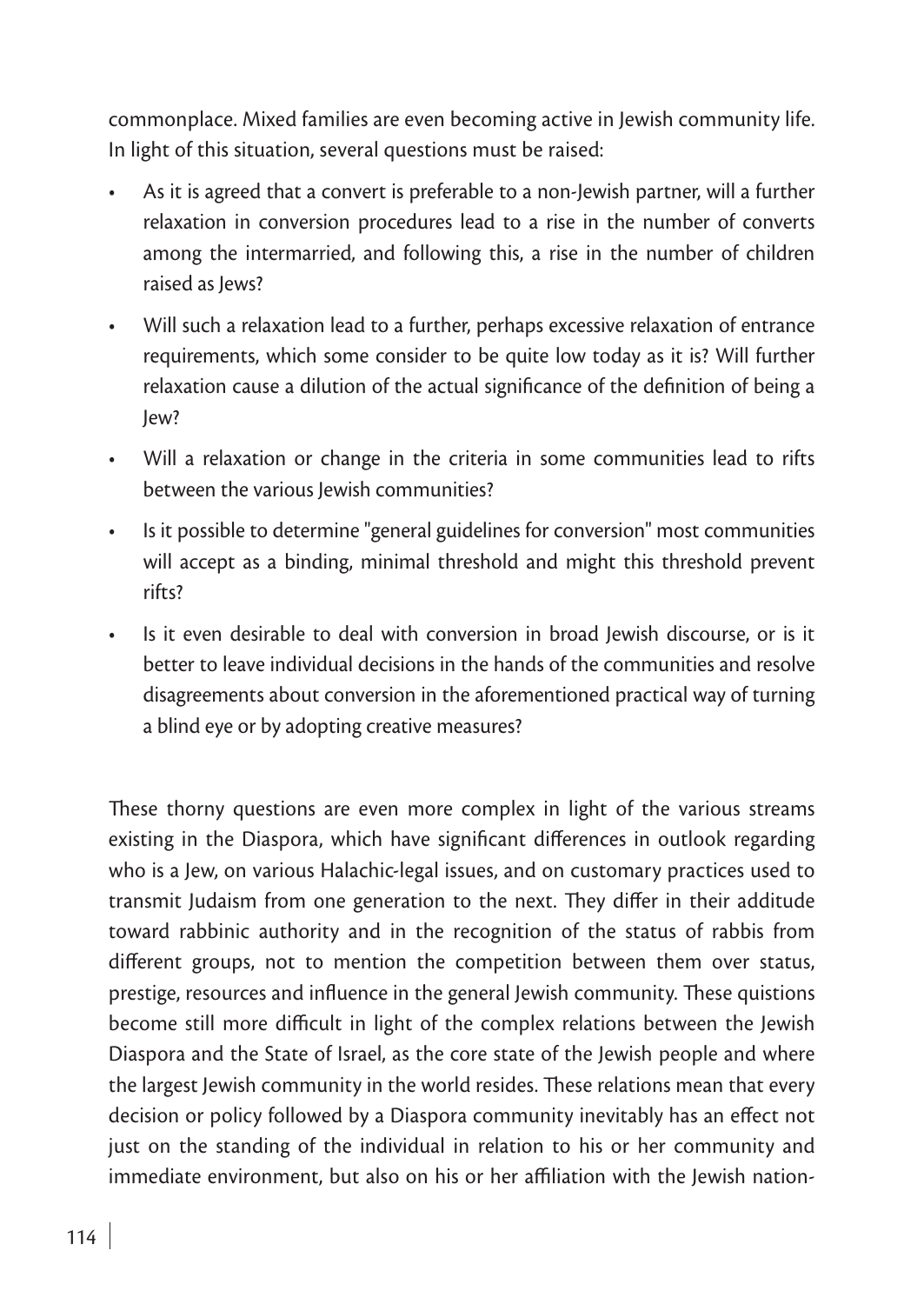commonplace. Mixed families are even becoming active in Jewish community life. In light of this situation, several questions must be raised:

- As it is agreed that a convert is preferable to a non-Jewish partner, will a further relaxation in conversion procedures lead to a rise in the number of converts among the intermarried, and following this, a rise in the number of children raised as Jews?
- Will such a relaxation lead to a further, perhaps excessive relaxation of entrance requirements, which some consider to be quite low today as it is? Will further relaxation cause a dilution of the actual significance of the definition of being a Jew?
- Will a relaxation or change in the criteria in some communities lead to rifts between the various Jewish communities?
- Is it possible to determine "general guidelines for conversion" most communities will accept as a binding, minimal threshold and might this threshold prevent rifts?
- Is it even desirable to deal with conversion in broad Jewish discourse, or is it better to leave individual decisions in the hands of the communities and resolve disagreements about conversion in the aforementioned practical way of turning a blind eye or by adopting creative measures?

These thorny questions are even more complex in light of the various streams existing in the Diaspora, which have significant differences in outlook regarding who is a Jew, on various Halachic-legal issues, and on customary practices used to transmit Judaism from one generation to the next. They differ in their additude toward rabbinic authority and in the recognition of the status of rabbis from different groups, not to mention the competition between them over status, prestige, resources and influence in the general Jewish community. These quistions become still more difficult in light of the complex relations between the Jewish Diaspora and the State of Israel, as the core state of the Jewish people and where the largest Jewish community in the world resides. These relations mean that every decision or policy followed by a Diaspora community inevitably has an effect not just on the standing of the individual in relation to his or her community and immediate environment, but also on his or her affiliation with the Jewish nation-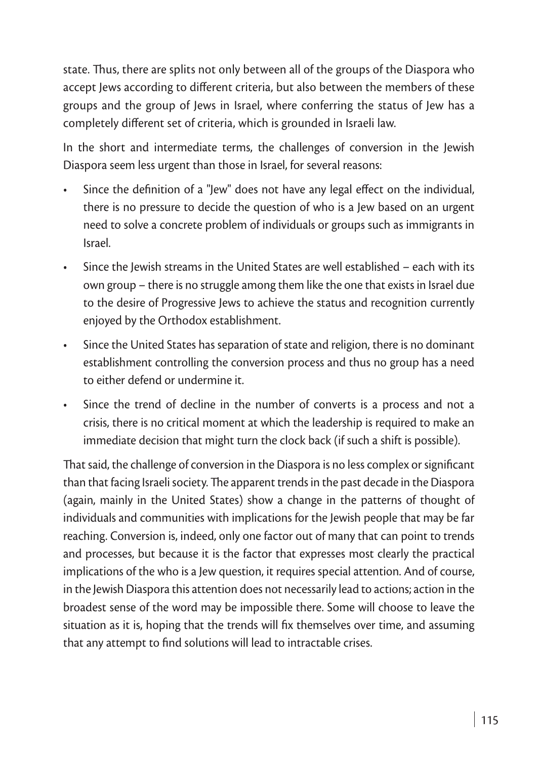state. Thus, there are splits not only between all of the groups of the Diaspora who accept Jews according to different criteria, but also between the members of these groups and the group of Jews in Israel, where conferring the status of Jew has a completely different set of criteria, which is grounded in Israeli law.

In the short and intermediate terms, the challenges of conversion in the Jewish Diaspora seem less urgent than those in Israel, for several reasons:

- Since the definition of a "Jew" does not have any legal effect on the individual, there is no pressure to decide the question of who is a Jew based on an urgent need to solve a concrete problem of individuals or groups such as immigrants in Israel.
- Since the Jewish streams in the United States are well established – each with its own group – there is no struggle among them like the one that exists in Israel due to the desire of Progressive Jews to achieve the status and recognition currently enjoyed by the Orthodox establishment.
- Since the United States has separation of state and religion, there is no dominant establishment controlling the conversion process and thus no group has a need to either defend or undermine it.
- Since the trend of decline in the number of converts is a process and not a crisis, there is no critical moment at which the leadership is required to make an immediate decision that might turn the clock back (if such a shift is possible).

That said, the challenge of conversion in the Diaspora is no less complex or significant than that facing Israeli society. The apparent trends in the past decade in the Diaspora (again, mainly in the United States) show a change in the patterns of thought of individuals and communities with implications for the Jewish people that may be far reaching. Conversion is, indeed, only one factor out of many that can point to trends and processes, but because it is the factor that expresses most clearly the practical implications of the who is a Jew question, it requires special attention. And of course, in the Jewish Diaspora this attention does not necessarily lead to actions; action in the broadest sense of the word may be impossible there. Some will choose to leave the situation as it is, hoping that the trends will fix themselves over time, and assuming that any attempt to find solutions will lead to intractable crises.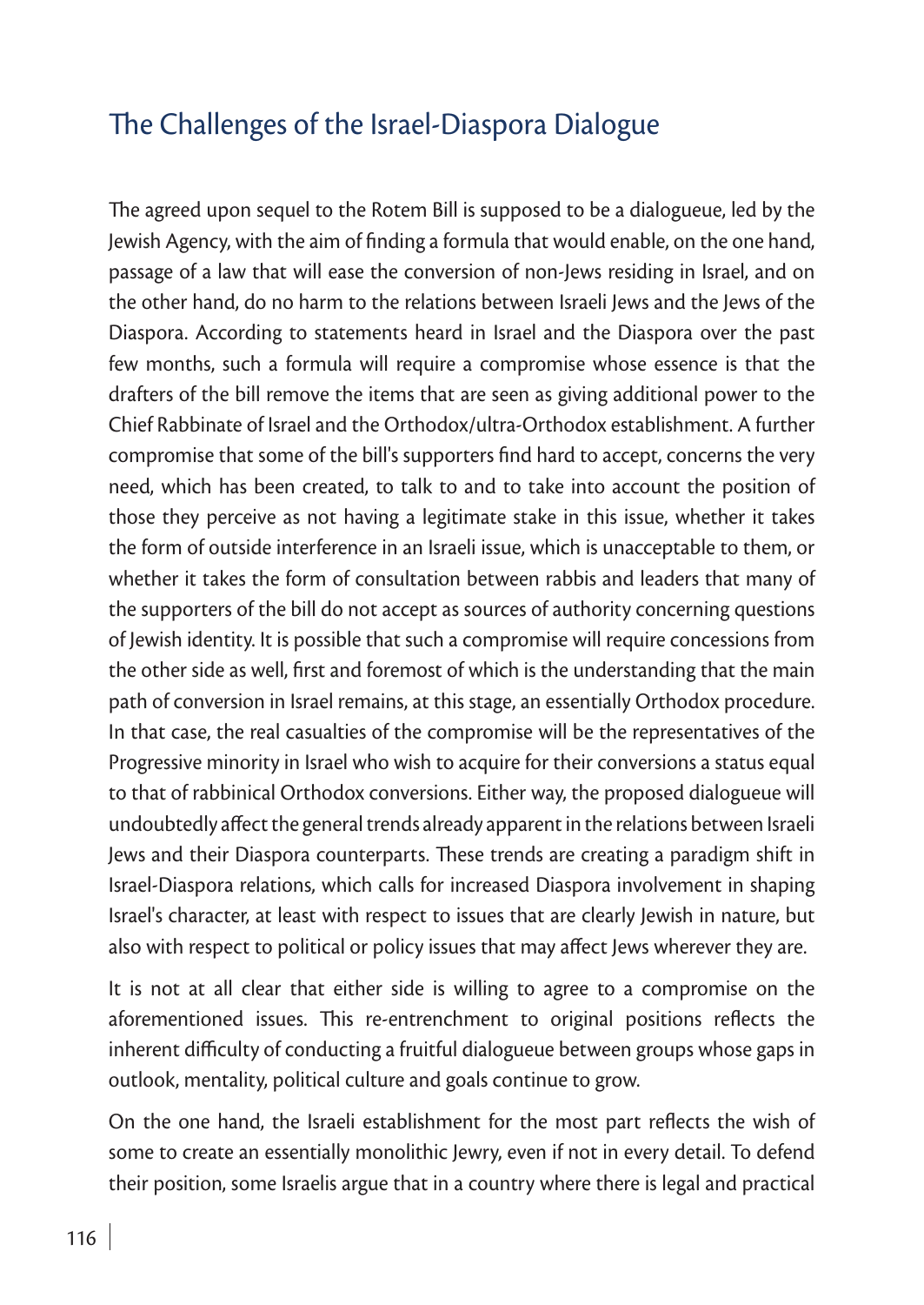## The Challenges of the Israel-Diaspora Dialogue

The agreed upon sequel to the Rotem Bill is supposed to be a dialogueue, led by the Jewish Agency, with the aim of finding a formula that would enable, on the one hand, passage of a law that will ease the conversion of non-Jews residing in Israel, and on the other hand, do no harm to the relations between Israeli Jews and the Jews of the Diaspora. According to statements heard in Israel and the Diaspora over the past few months, such a formula will require a compromise whose essence is that the drafters of the bill remove the items that are seen as giving additional power to the Chief Rabbinate of Israel and the Orthodox/ultra-Orthodox establishment. A further compromise that some of the bill's supporters find hard to accept, concerns the very need, which has been created, to talk to and to take into account the position of those they perceive as not having a legitimate stake in this issue, whether it takes the form of outside interference in an Israeli issue, which is unacceptable to them, or whether it takes the form of consultation between rabbis and leaders that many of the supporters of the bill do not accept as sources of authority concerning questions of Jewish identity. It is possible that such a compromise will require concessions from the other side as well, first and foremost of which is the understanding that the main path of conversion in Israel remains, at this stage, an essentially Orthodox procedure. In that case, the real casualties of the compromise will be the representatives of the Progressive minority in Israel who wish to acquire for their conversions a status equal to that of rabbinical Orthodox conversions. Either way, the proposed dialogueue will undoubtedly affect the general trends already apparent in the relations between Israeli Jews and their Diaspora counterparts. These trends are creating a paradigm shift in Israel-Diaspora relations, which calls for increased Diaspora involvement in shaping Israel's character, at least with respect to issues that are clearly Jewish in nature, but also with respect to political or policy issues that may affect Jews wherever they are.

It is not at all clear that either side is willing to agree to a compromise on the aforementioned issues. This re-entrenchment to original positions reflects the inherent difficulty of conducting a fruitful dialogueue between groups whose gaps in outlook, mentality, political culture and goals continue to grow.

On the one hand, the Israeli establishment for the most part reflects the wish of some to create an essentially monolithic Jewry, even if not in every detail. To defend their position, some Israelis argue that in a country where there is legal and practical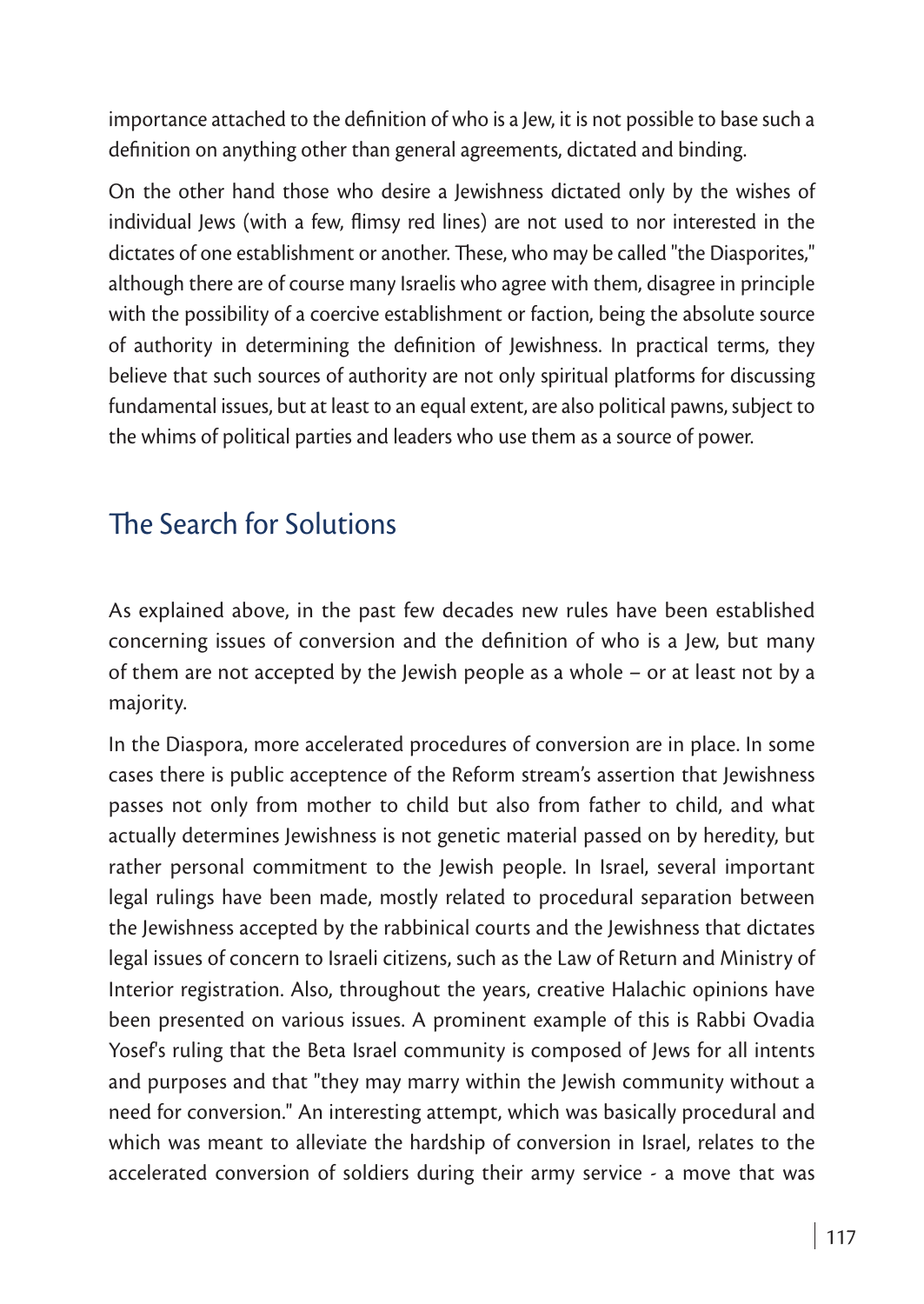importance attached to the definition of who is a Jew, it is not possible to base such a definition on anything other than general agreements, dictated and binding.

On the other hand those who desire a Jewishness dictated only by the wishes of individual Jews (with a few, flimsy red lines) are not used to nor interested in the dictates of one establishment or another. These, who may be called "the Diasporites," although there are of course many Israelis who agree with them, disagree in principle with the possibility of a coercive establishment or faction, being the absolute source of authority in determining the definition of Jewishness. In practical terms, they believe that such sources of authority are not only spiritual platforms for discussing fundamental issues, but at least to an equal extent, are also political pawns, subject to the whims of political parties and leaders who use them as a source of power.

## The Search for Solutions

As explained above, in the past few decades new rules have been established concerning issues of conversion and the definition of who is a Jew, but many of them are not accepted by the Jewish people as a whole – or at least not by a majority.

In the Diaspora, more accelerated procedures of conversion are in place. In some cases there is public acceptence of the Reform stream's assertion that Jewishness passes not only from mother to child but also from father to child, and what actually determines Jewishness is not genetic material passed on by heredity, but rather personal commitment to the Jewish people. In Israel, several important legal rulings have been made, mostly related to procedural separation between the Jewishness accepted by the rabbinical courts and the Jewishness that dictates legal issues of concern to Israeli citizens, such as the Law of Return and Ministry of Interior registration. Also, throughout the years, creative Halachic opinions have been presented on various issues. A prominent example of this is Rabbi Ovadia Yosef's ruling that the Beta Israel community is composed of Jews for all intents and purposes and that "they may marry within the Jewish community without a need for conversion." An interesting attempt, which was basically procedural and which was meant to alleviate the hardship of conversion in Israel, relates to the accelerated conversion of soldiers during their army service - a move that was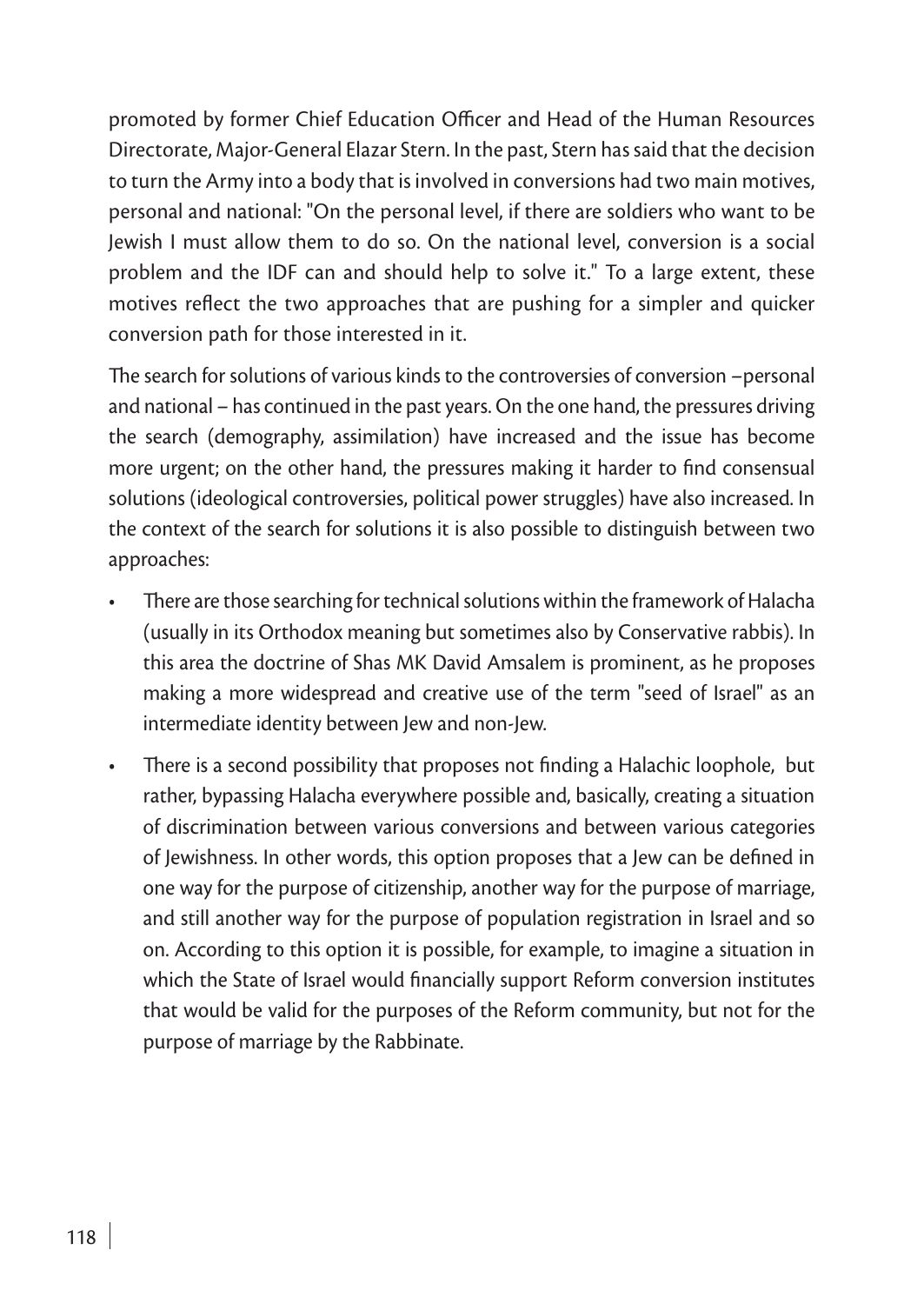promoted by former Chief Education Officer and Head of the Human Resources Directorate, Major-General Elazar Stern. In the past, Stern has said that the decision to turn the Army into a body that is involved in conversions had two main motives, personal and national: "On the personal level, if there are soldiers who want to be Jewish I must allow them to do so. On the national level, conversion is a social problem and the IDF can and should help to solve it." To a large extent, these motives reflect the two approaches that are pushing for a simpler and quicker conversion path for those interested in it.

The search for solutions of various kinds to the controversies of conversion –personal and national – has continued in the past years. On the one hand, the pressures driving the search (demography, assimilation) have increased and the issue has become more urgent; on the other hand, the pressures making it harder to find consensual solutions (ideological controversies, political power struggles) have also increased. In the context of the search for solutions it is also possible to distinguish between two approaches:

- There are those searching for technical solutions within the framework of Halacha (usually in its Orthodox meaning but sometimes also by Conservative rabbis). In this area the doctrine of Shas MK David Amsalem is prominent, as he proposes making a more widespread and creative use of the term "seed of Israel" as an intermediate identity between Jew and non-Jew.
- There is a second possibility that proposes not finding a Halachic loophole, but rather, bypassing Halacha everywhere possible and, basically, creating a situation of discrimination between various conversions and between various categories of Jewishness. In other words, this option proposes that a Jew can be defined in one way for the purpose of citizenship, another way for the purpose of marriage, and still another way for the purpose of population registration in Israel and so on. According to this option it is possible, for example, to imagine a situation in which the State of Israel would financially support Reform conversion institutes that would be valid for the purposes of the Reform community, but not for the purpose of marriage by the Rabbinate.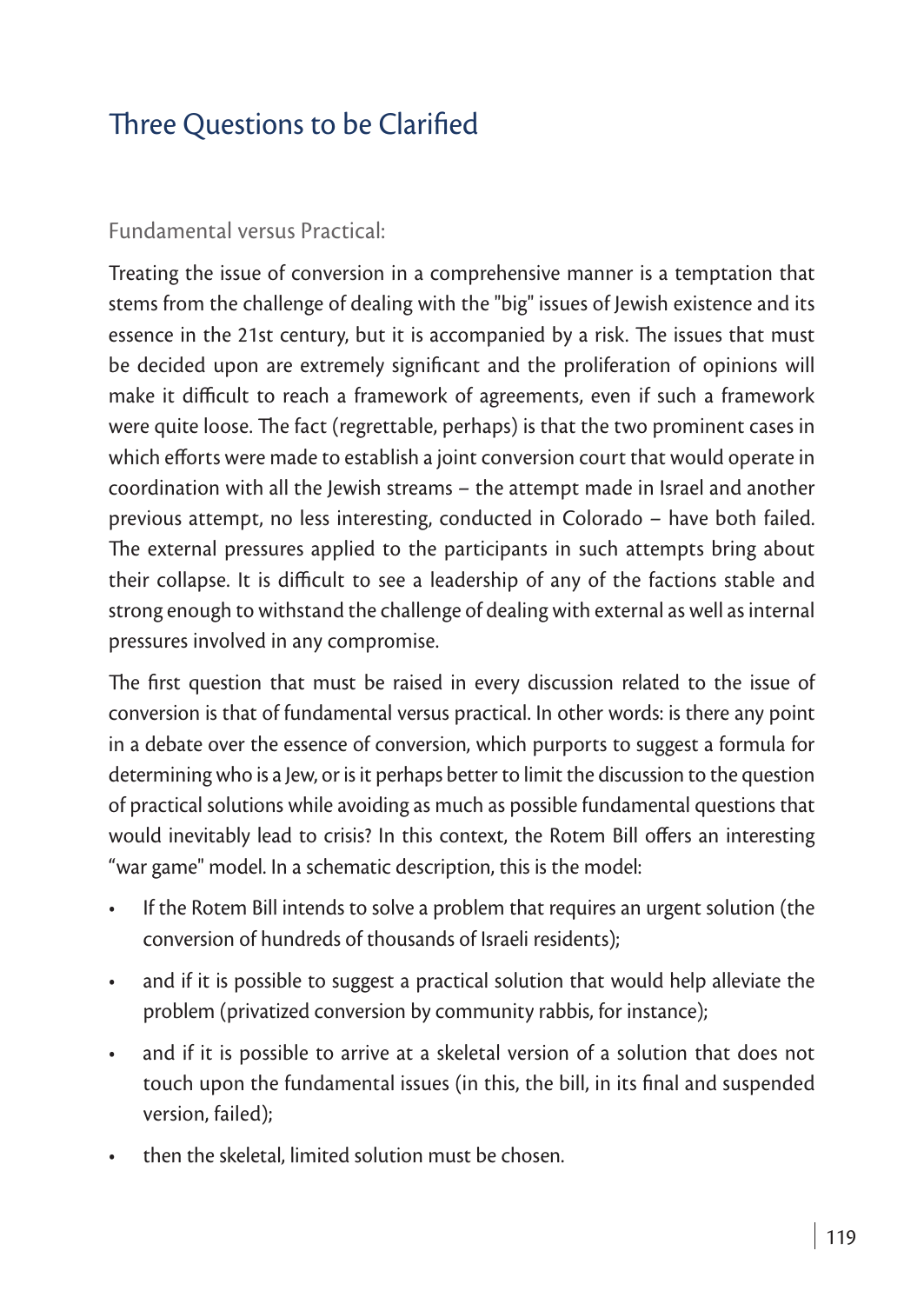## Three Questions to be Clarified

### Fundamental versus Practical:

Treating the issue of conversion in a comprehensive manner is a temptation that stems from the challenge of dealing with the "big" issues of Jewish existence and its essence in the 21st century, but it is accompanied by a risk. The issues that must be decided upon are extremely significant and the proliferation of opinions will make it difficult to reach a framework of agreements, even if such a framework were quite loose. The fact (regrettable, perhaps) is that the two prominent cases in which efforts were made to establish a joint conversion court that would operate in coordination with all the Jewish streams – the attempt made in Israel and another previous attempt, no less interesting, conducted in Colorado – have both failed. The external pressures applied to the participants in such attempts bring about their collapse. It is difficult to see a leadership of any of the factions stable and strong enough to withstand the challenge of dealing with external as well as internal pressures involved in any compromise.

The first question that must be raised in every discussion related to the issue of conversion is that of fundamental versus practical. In other words: is there any point in a debate over the essence of conversion, which purports to suggest a formula for determining who is a Jew, or is it perhaps better to limit the discussion to the question of practical solutions while avoiding as much as possible fundamental questions that would inevitably lead to crisis? In this context, the Rotem Bill offers an interesting "war game" model. In a schematic description, this is the model:

- If the Rotem Bill intends to solve a problem that requires an urgent solution (the conversion of hundreds of thousands of Israeli residents);
- and if it is possible to suggest a practical solution that would help alleviate the problem (privatized conversion by community rabbis, for instance);
- and if it is possible to arrive at a skeletal version of a solution that does not touch upon the fundamental issues (in this, the bill, in its final and suspended version, failed);
- then the skeletal, limited solution must be chosen.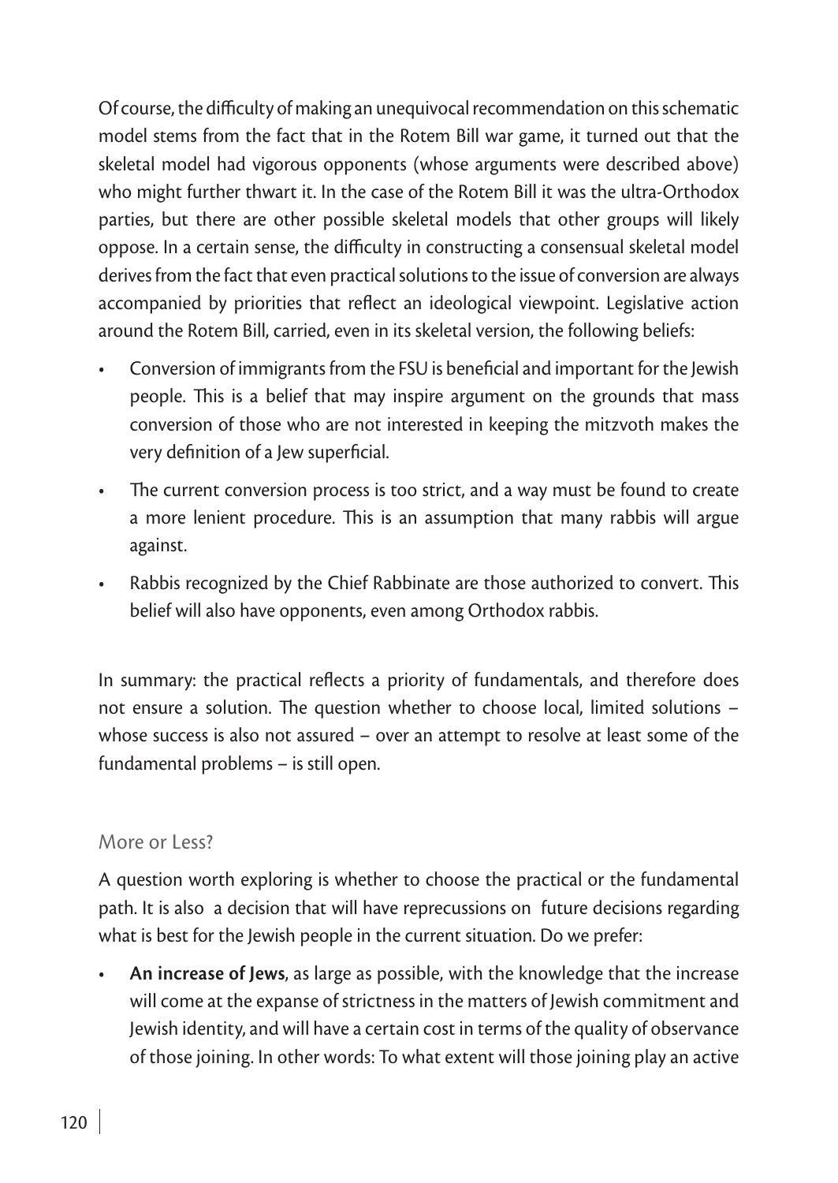Of course, the difficulty of making an unequivocal recommendation on this schematic model stems from the fact that in the Rotem Bill war game, it turned out that the skeletal model had vigorous opponents (whose arguments were described above) who might further thwart it. In the case of the Rotem Bill it was the ultra-Orthodox parties, but there are other possible skeletal models that other groups will likely oppose. In a certain sense, the difficulty in constructing a consensual skeletal model derives from the fact that even practical solutions to the issue of conversion are always accompanied by priorities that reflect an ideological viewpoint. Legislative action around the Rotem Bill, carried, even in its skeletal version, the following beliefs:

- Conversion of immigrants from the FSU is beneficial and important for the Jewish people. This is a belief that may inspire argument on the grounds that mass conversion of those who are not interested in keeping the mitzvoth makes the very definition of a Jew superficial.
- The current conversion process is too strict, and a way must be found to create a more lenient procedure. This is an assumption that many rabbis will argue against.
- Rabbis recognized by the Chief Rabbinate are those authorized to convert. This belief will also have opponents, even among Orthodox rabbis.

In summary: the practical reflects a priority of fundamentals, and therefore does not ensure a solution. The question whether to choose local, limited solutions – whose success is also not assured – over an attempt to resolve at least some of the fundamental problems – is still open.

## More or Less?

A question worth exploring is whether to choose the practical or the fundamental path. It is also a decision that will have reprecussions on future decisions regarding what is best for the Jewish people in the current situation. Do we prefer:

- **An increase of Jews**, as large as possible, with the knowledge that the increase will come at the expanse of strictness in the matters of Jewish commitment and Jewish identity, and will have a certain cost in terms of the quality of observance of those joining. In other words: To what extent will those joining play an active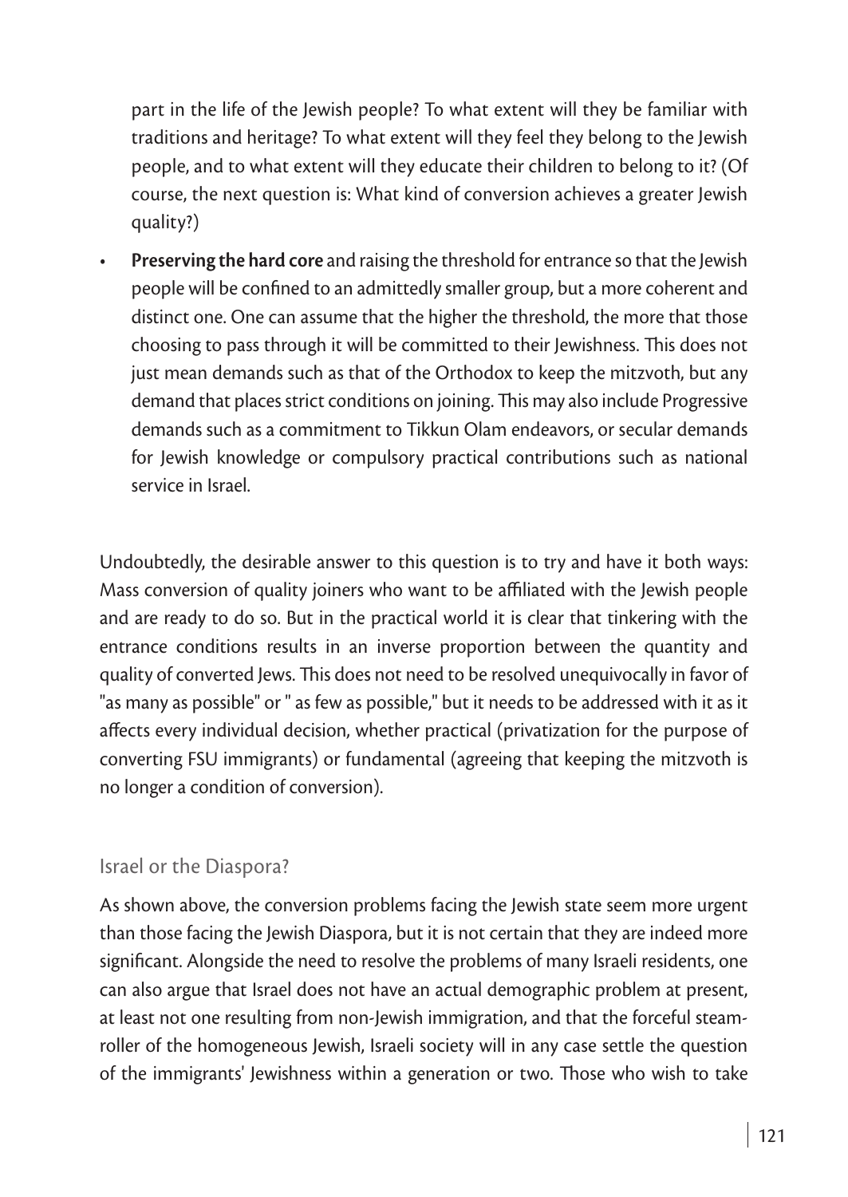part in the life of the Jewish people? To what extent will they be familiar with traditions and heritage? To what extent will they feel they belong to the Jewish people, and to what extent will they educate their children to belong to it? (Of course, the next question is: What kind of conversion achieves a greater Jewish quality?)

- **Preserving the hard core** and raising the threshold for entrance so that the Jewish people will be confined to an admittedly smaller group, but a more coherent and distinct one. One can assume that the higher the threshold, the more that those choosing to pass through it will be committed to their Jewishness. This does not just mean demands such as that of the Orthodox to keep the mitzvoth, but any demand that places strict conditions on joining. This may also include Progressive demands such as a commitment to Tikkun Olam endeavors, or secular demands for Jewish knowledge or compulsory practical contributions such as national service in Israel.

Undoubtedly, the desirable answer to this question is to try and have it both ways: Mass conversion of quality joiners who want to be affiliated with the Jewish people and are ready to do so. But in the practical world it is clear that tinkering with the entrance conditions results in an inverse proportion between the quantity and quality of converted Jews. This does not need to be resolved unequivocally in favor of "as many as possible" or " as few as possible," but it needs to be addressed with it as it affects every individual decision, whether practical (privatization for the purpose of converting FSU immigrants) or fundamental (agreeing that keeping the mitzvoth is no longer a condition of conversion).

## Israel or the Diaspora?

As shown above, the conversion problems facing the Jewish state seem more urgent than those facing the Jewish Diaspora, but it is not certain that they are indeed more significant. Alongside the need to resolve the problems of many Israeli residents, one can also argue that Israel does not have an actual demographic problem at present, at least not one resulting from non-Jewish immigration, and that the forceful steam-roller of the homogeneous Jewish, Israeli society will in any case settle the question of the immigrants' Jewishness within a generation or two. Those who wish to take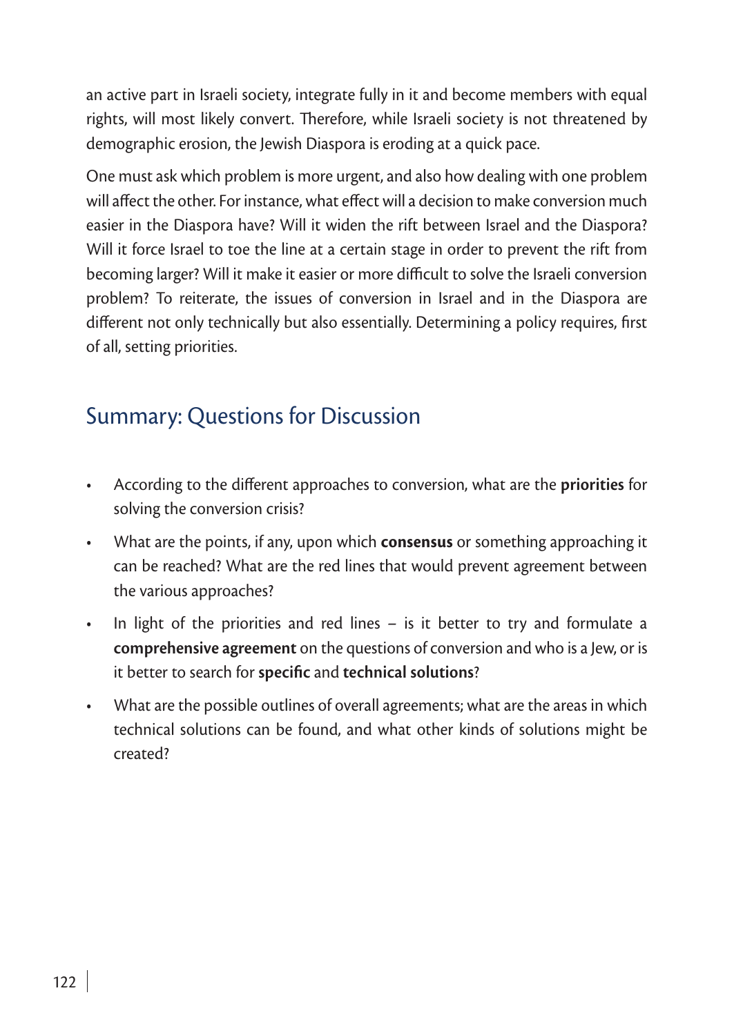an active part in Israeli society, integrate fully in it and become members with equal rights, will most likely convert. Therefore, while Israeli society is not threatened by demographic erosion, the Jewish Diaspora is eroding at a quick pace.

One must ask which problem is more urgent, and also how dealing with one problem will affect the other. For instance, what effect will a decision to make conversion much easier in the Diaspora have? Will it widen the rift between Israel and the Diaspora? Will it force Israel to toe the line at a certain stage in order to prevent the rift from becoming larger? Will it make it easier or more difficult to solve the Israeli conversion problem? To reiterate, the issues of conversion in Israel and in the Diaspora are different not only technically but also essentially. Determining a policy requires, first of all, setting priorities.

## Summary: Questions for Discussion

- According to the different approaches to conversion, what are the **priorities** for solving the conversion crisis?
- What are the points, if any, upon which **consensus** or something approaching it can be reached? What are the red lines that would prevent agreement between the various approaches?
- In light of the priorities and red lines – is it better to try and formulate a **comprehensive agreement** on the questions of conversion and who is a Jew, or is it better to search for **specific** and **technical solutions**?
- What are the possible outlines of overall agreements; what are the areas in which technical solutions can be found, and what other kinds of solutions might be created?